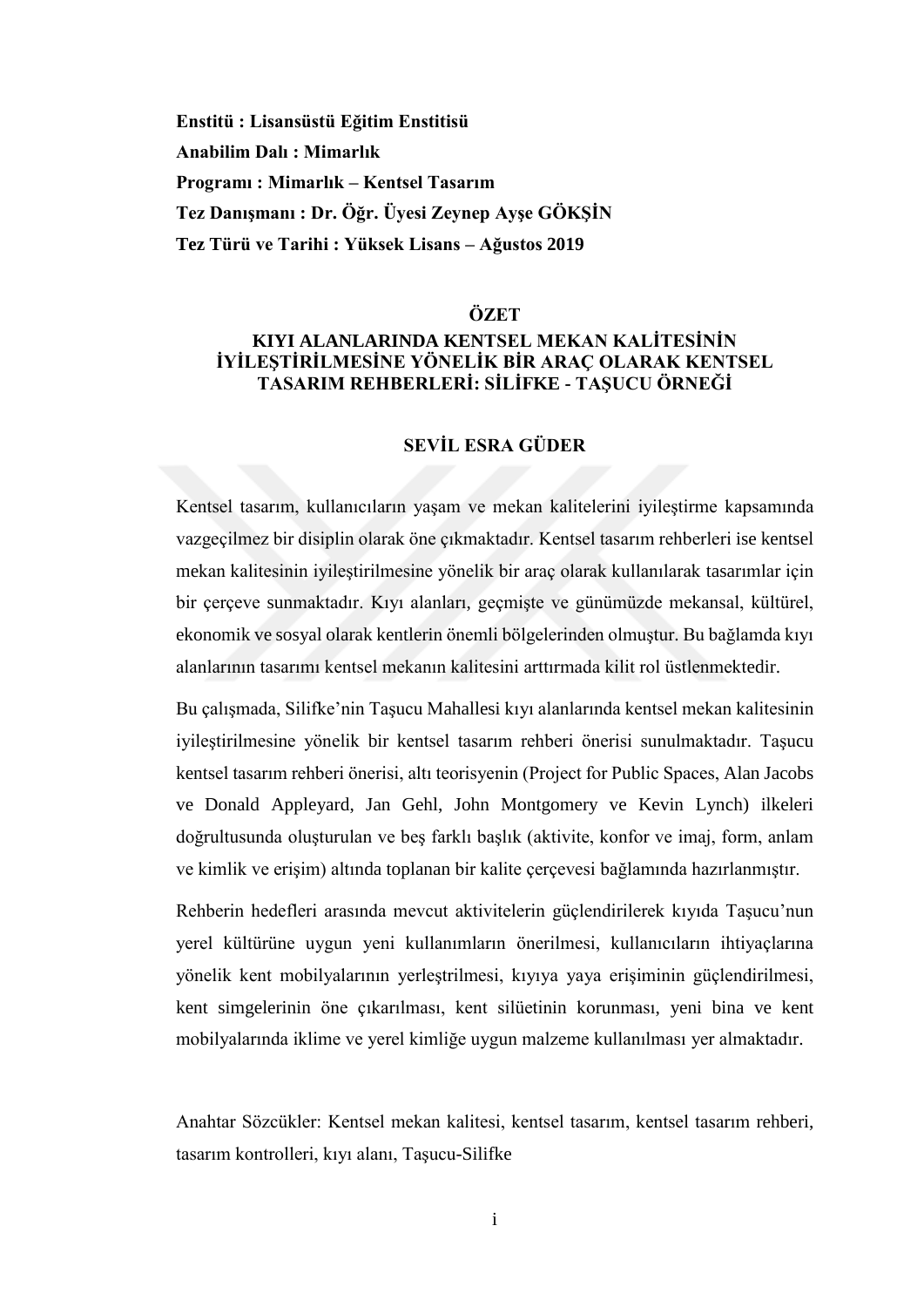**Enstitü : Lisansüstü Eğitim Enstitisü**
**Anabilim Dalı : Mimarlık**
**Programı : Mimarlık – Kentsel Tasarım**
**Tez Danışmanı : Dr. Öğr. Üyesi Zeynep Ayşe GÖKŞİN**
**Tez Türü ve Tarihi : Yüksek Lisans – Ağustos 2019**

# ÖZET

## KIYI ALANLARINDA KENTSEL MEKAN KALİTESİNİN İYİLEŞTİRİLMESİNE YÖNELİK BİR ARAÇ OLARAK KENTSEL TASARIM REHBERLERİ: SİLİFKE - TAŞUCU ÖRNEĞİ

**SEVİL ESRA GÜDER**

Kentsel tasarım, kullanıcıların yaşam ve mekan kalitelerini iyileştirme kapsamında vazgeçilmez bir disiplin olarak öne çıkmaktadır. Kentsel tasarım rehberleri ise kentsel mekan kalitesinin iyileştirilmesine yönelik bir araç olarak kullanılarak tasarımlar için bir çerçeve sunmaktadır. Kıyı alanları, geçmişte ve günümüzde mekansal, kültürel, ekonomik ve sosyal olarak kentlerin önemli bölgelerinden olmuştur. Bu bağlamda kıyı alanlarının tasarımı kentsel mekanın kalitesini arttırmada kilit rol üstlenmektedir.

Bu çalışmada, Silifke'nin Taşucu Mahallesi kıyı alanlarında kentsel mekan kalitesinin iyileştirilmesine yönelik bir kentsel tasarım rehberi önerisi sunulmaktadır. Taşucu kentsel tasarım rehberi önerisi, altı teorisyenin (Project for Public Spaces, Alan Jacobs ve Donald Appleyard, Jan Gehl, John Montgomery ve Kevin Lynch) ilkeleri doğrultusunda oluşturulan ve beş farklı başlık (aktivite, konfor ve imaj, form, anlam ve kimlik ve erişim) altında toplanan bir kalite çerçevesi bağlamında hazırlanmıştır.

Rehberin hedefleri arasında mevcut aktivitelerin güçlendirilerek kıyıda Taşucu'nun yerel kültürüne uygun yeni kullanımların önerilmesi, kullanıcıların ihtiyaçlarına yönelik kent mobilyalarının yerleştirilmesi, kıyıya yaya erişiminin güçlendirilmesi, kent simgelerinin öne çıkarılması, kent silüetinin korunması, yeni bina ve kent mobilyalarında iklime ve yerel kimliğe uygun malzeme kullanılması yer almaktadır.

Anahtar Sözcükler: Kentsel mekan kalitesi, kentsel tasarım, kentsel tasarım rehberi, tasarım kontrolleri, kıyı alanı, Taşucu-Silifke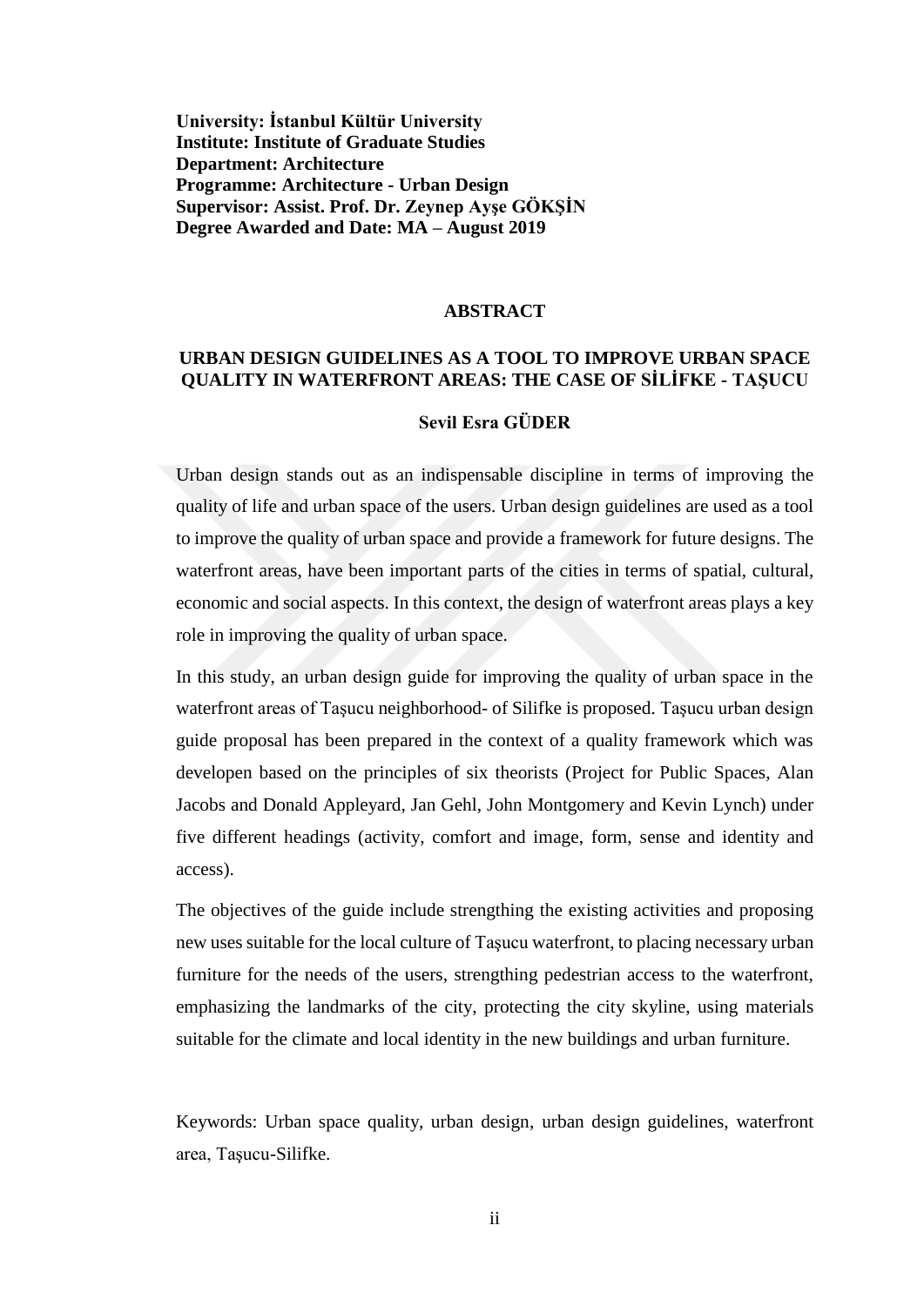**University: İstanbul Kültür University**
**Institute: Institute of Graduate Studies**
**Department: Architecture**
**Programme: Architecture - Urban Design**
**Supervisor: Assist. Prof. Dr. Zeynep Ayşe GÖKŞİN**
**Degree Awarded and Date: MA – August 2019**

## ABSTRACT

## URBAN DESIGN GUIDELINES AS A TOOL TO IMPROVE URBAN SPACE QUALITY IN WATERFRONT AREAS: THE CASE OF SİLİFKE - TAŞUCU

**Sevil Esra GÜDER**

Urban design stands out as an indispensable discipline in terms of improving the quality of life and urban space of the users. Urban design guidelines are used as a tool to improve the quality of urban space and provide a framework for future designs. The waterfront areas, have been important parts of the cities in terms of spatial, cultural, economic and social aspects. In this context, the design of waterfront areas plays a key role in improving the quality of urban space.

In this study, an urban design guide for improving the quality of urban space in the waterfront areas of Taşucu neighborhood- of Silifke is proposed. Taşucu urban design guide proposal has been prepared in the context of a quality framework which was developen based on the principles of six theorists (Project for Public Spaces, Alan Jacobs and Donald Appleyard, Jan Gehl, John Montgomery and Kevin Lynch) under five different headings (activity, comfort and image, form, sense and identity and access).

The objectives of the guide include strengthing the existing activities and proposing new uses suitable for the local culture of Taşucu waterfront, to placing necessary urban furniture for the needs of the users, strengthing pedestrian access to the waterfront, emphasizing the landmarks of the city, protecting the city skyline, using materials suitable for the climate and local identity in the new buildings and urban furniture.

Keywords: Urban space quality, urban design, urban design guidelines, waterfront area, Taşucu-Silifke.